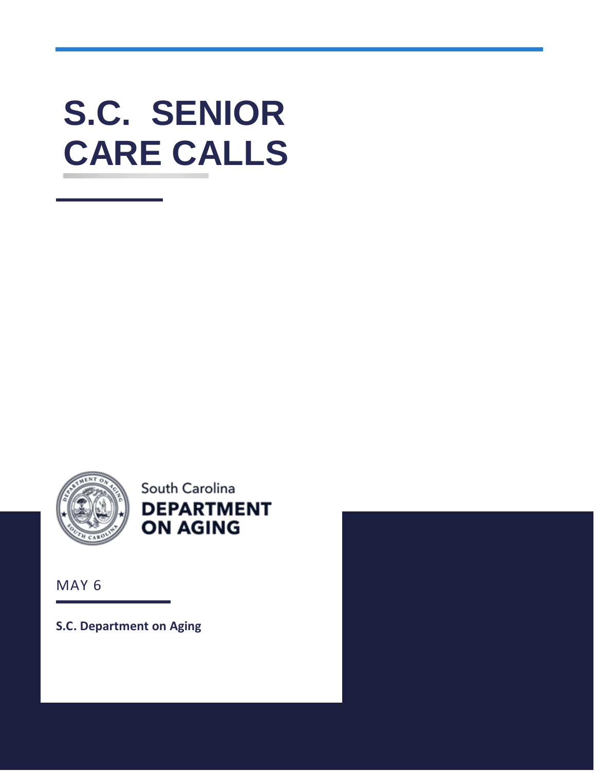# S.C. SENIOR CARE CALLS

South Carolina
**DEPARTMENT ON AGING**

MAY 6

**S.C. Department on Aging**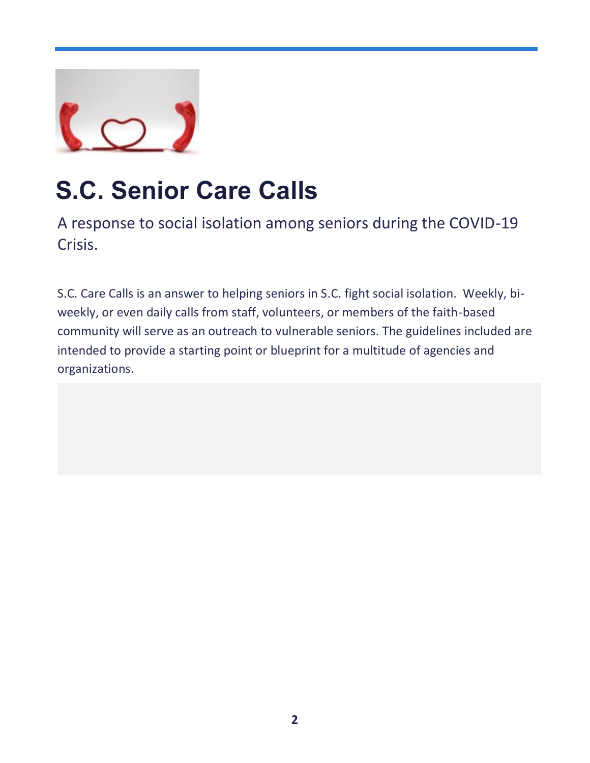# S.C. Senior Care Calls

A response to social isolation among seniors during the COVID-19 Crisis.

S.C. Care Calls is an answer to helping seniors in S.C. fight social isolation. Weekly, bi-weekly, or even daily calls from staff, volunteers, or members of the faith-based community will serve as an outreach to vulnerable seniors. The guidelines included are intended to provide a starting point or blueprint for a multitude of agencies and organizations.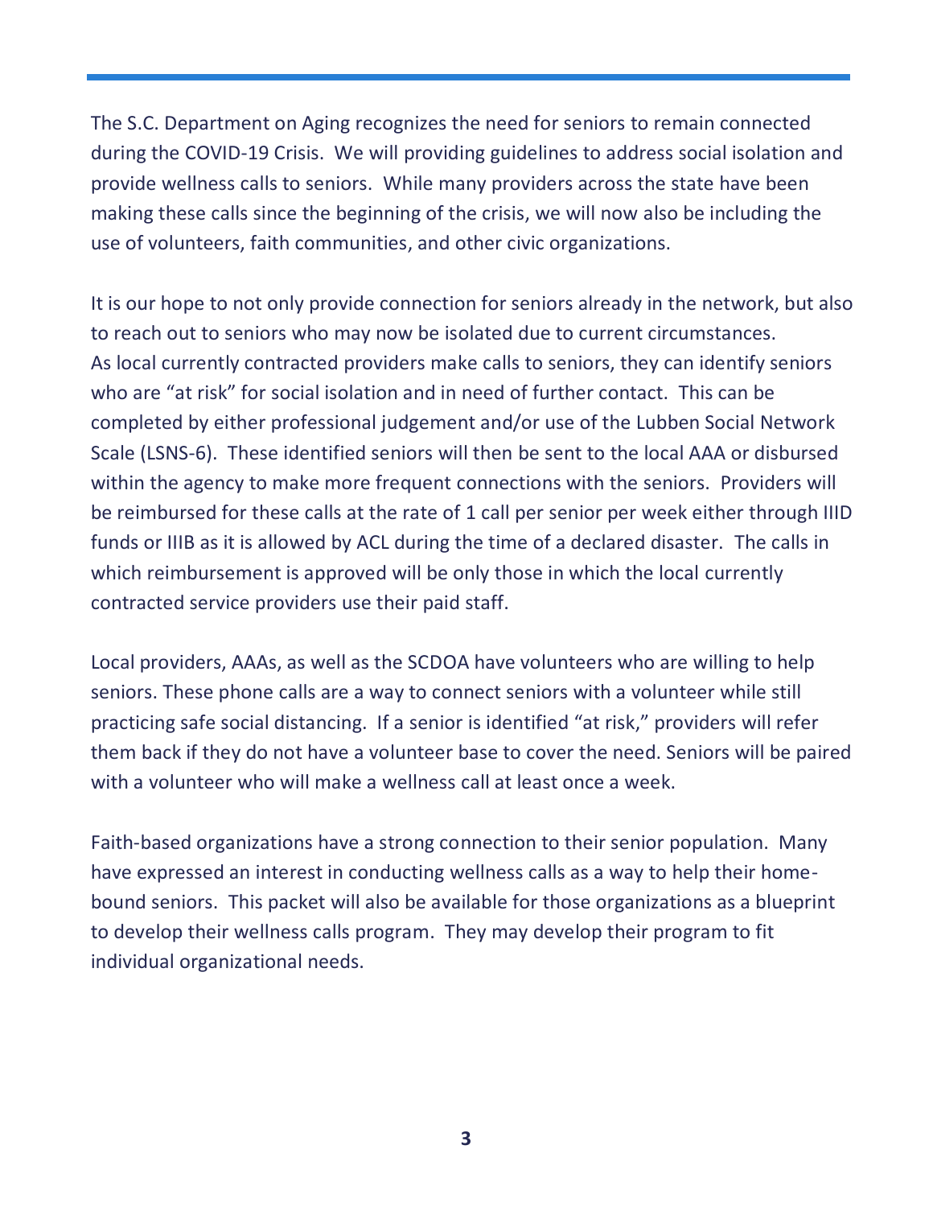The S.C. Department on Aging recognizes the need for seniors to remain connected during the COVID-19 Crisis. We will providing guidelines to address social isolation and provide wellness calls to seniors. While many providers across the state have been making these calls since the beginning of the crisis, we will now also be including the use of volunteers, faith communities, and other civic organizations.

It is our hope to not only provide connection for seniors already in the network, but also to reach out to seniors who may now be isolated due to current circumstances. As local currently contracted providers make calls to seniors, they can identify seniors who are "at risk" for social isolation and in need of further contact. This can be completed by either professional judgement and/or use of the Lubben Social Network Scale (LSNS-6). These identified seniors will then be sent to the local AAA or disbursed within the agency to make more frequent connections with the seniors. Providers will be reimbursed for these calls at the rate of 1 call per senior per week either through IIID funds or IIIB as it is allowed by ACL during the time of a declared disaster. The calls in which reimbursement is approved will be only those in which the local currently contracted service providers use their paid staff.

Local providers, AAAs, as well as the SCDOA have volunteers who are willing to help seniors. These phone calls are a way to connect seniors with a volunteer while still practicing safe social distancing. If a senior is identified "at risk," providers will refer them back if they do not have a volunteer base to cover the need. Seniors will be paired with a volunteer who will make a wellness call at least once a week.

Faith-based organizations have a strong connection to their senior population. Many have expressed an interest in conducting wellness calls as a way to help their home-bound seniors. This packet will also be available for those organizations as a blueprint to develop their wellness calls program. They may develop their program to fit individual organizational needs.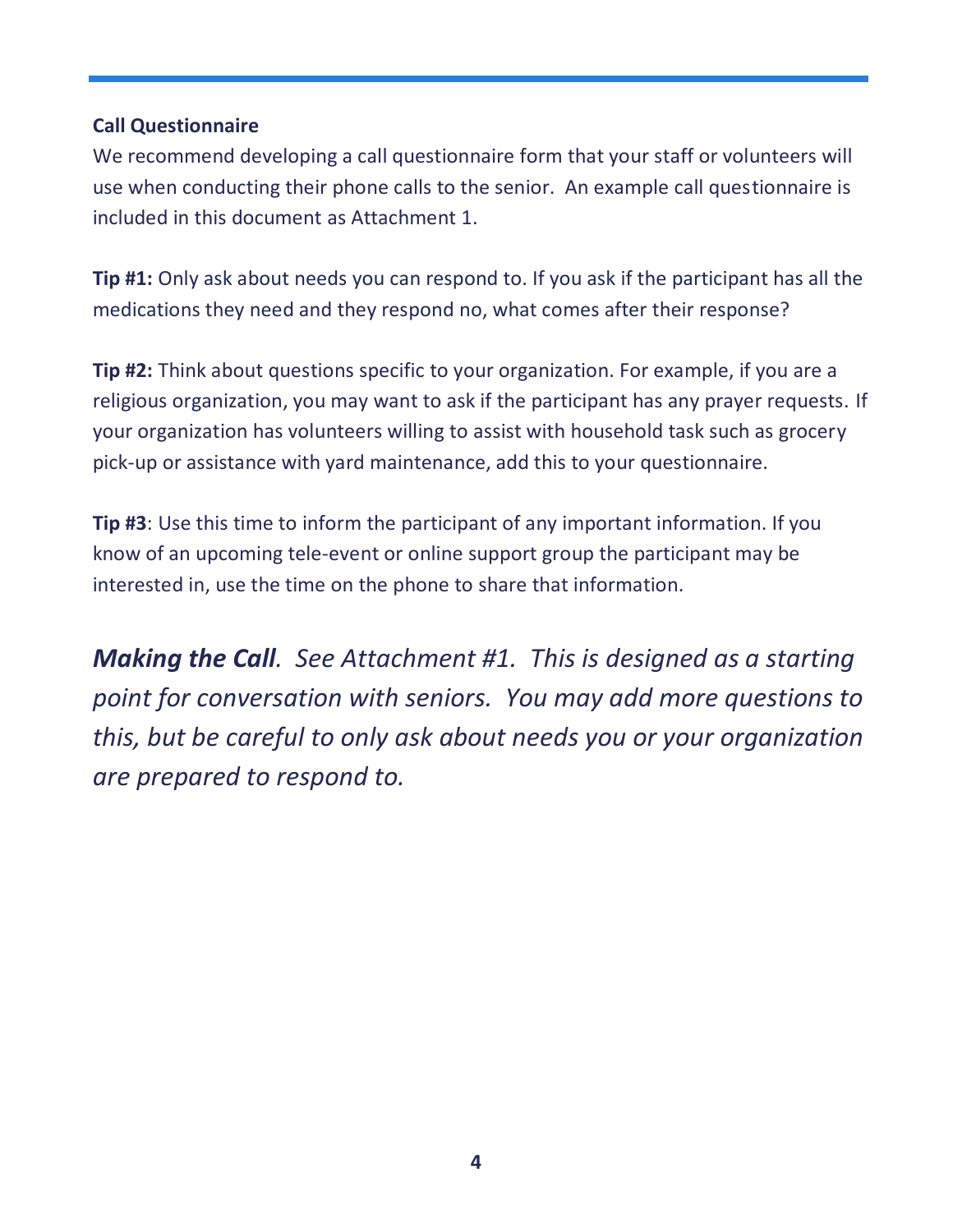### Call Questionnaire

We recommend developing a call questionnaire form that your staff or volunteers will use when conducting their phone calls to the senior. An example call questionnaire is included in this document as Attachment 1.

**Tip #1:** Only ask about needs you can respond to. If you ask if the participant has all the medications they need and they respond no, what comes after their response?

**Tip #2:** Think about questions specific to your organization. For example, if you are a religious organization, you may want to ask if the participant has any prayer requests. If your organization has volunteers willing to assist with household task such as grocery pick-up or assistance with yard maintenance, add this to your questionnaire.

**Tip #3**: Use this time to inform the participant of any important information. If you know of an upcoming tele-event or online support group the participant may be interested in, use the time on the phone to share that information.

***Making the Call****. See Attachment #1. This is designed as a starting point for conversation with seniors. You may add more questions to this, but be careful to only ask about needs you or your organization are prepared to respond to.*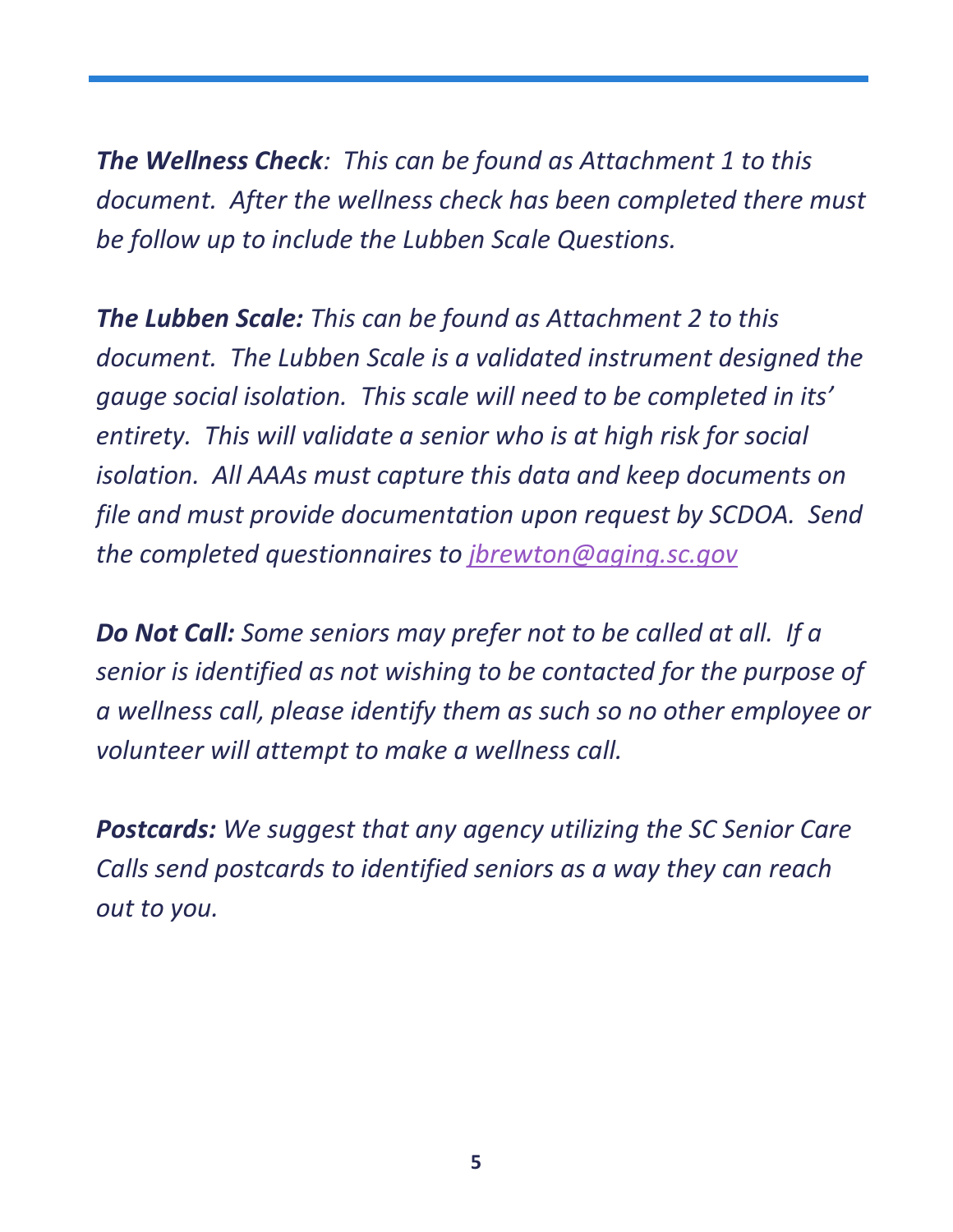***The Wellness Check**: This can be found as Attachment 1 to this document. After the wellness check has been completed there must be follow up to include the Lubben Scale Questions.*

***The Lubben Scale:** This can be found as Attachment 2 to this document. The Lubben Scale is a validated instrument designed the gauge social isolation. This scale will need to be completed in its' entirety. This will validate a senior who is at high risk for social isolation. All AAAs must capture this data and keep documents on file and must provide documentation upon request by SCDOA. Send the completed questionnaires to [jbrewton@aging.sc.gov](mailto:jbrewton@aging.sc.gov)*

***Do Not Call:** Some seniors may prefer not to be called at all. If a senior is identified as not wishing to be contacted for the purpose of a wellness call, please identify them as such so no other employee or volunteer will attempt to make a wellness call.*

***Postcards:** We suggest that any agency utilizing the SC Senior Care Calls send postcards to identified seniors as a way they can reach out to you.*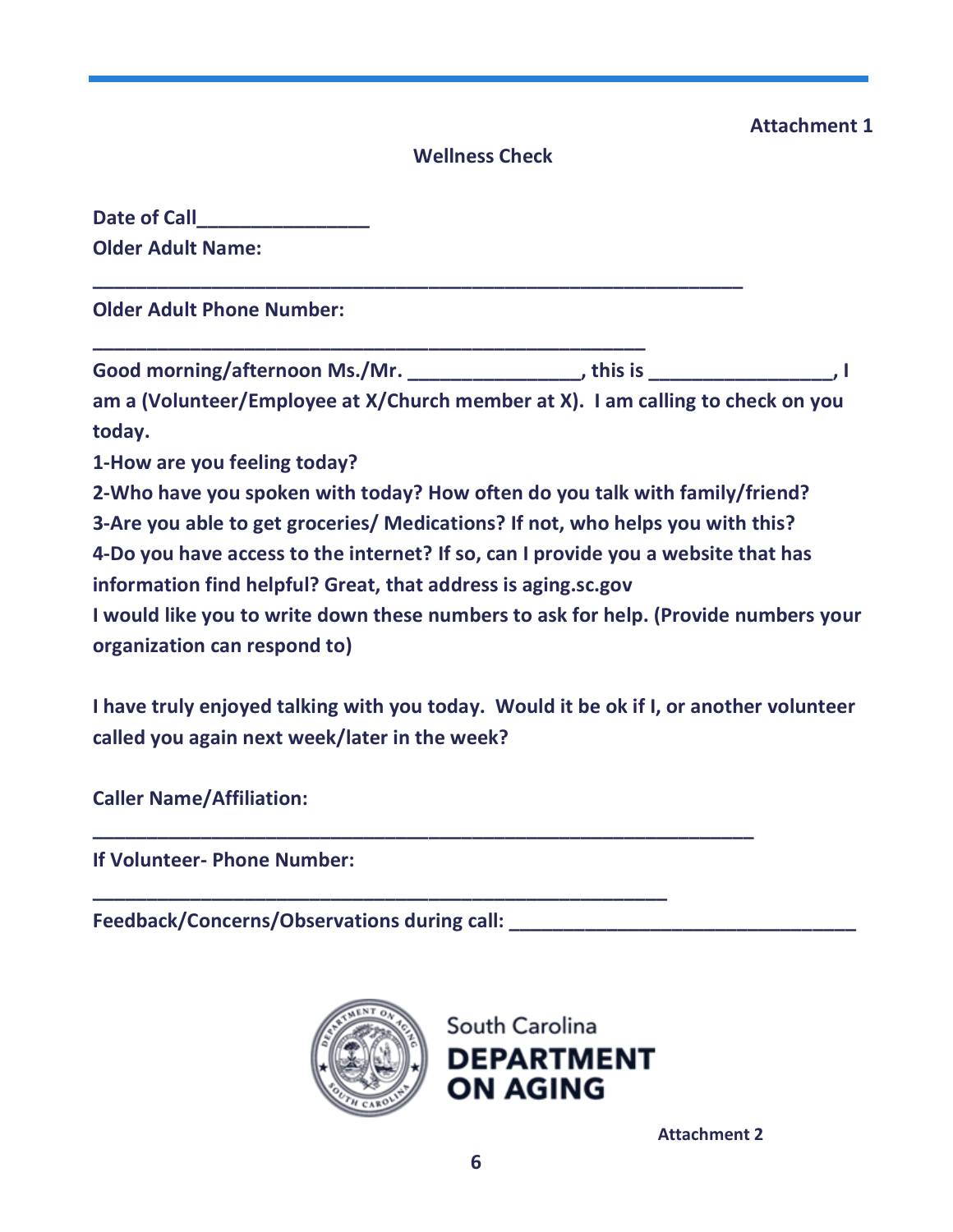**Attachment 1**

## Wellness Check

**Date of Call________________**

**Older Adult Name:**

**____________________________________________________________**

**Older Adult Phone Number:**

**_____________________________________________________**

**Good morning/afternoon Ms./Mr. ________________, this is _________________, I am a (Volunteer/Employee at X/Church member at X). I am calling to check on you today.**

**1-How are you feeling today?**

**2-Who have you spoken with today? How often do you talk with family/friend?**

**3-Are you able to get groceries/ Medications? If not, who helps you with this?**

**4-Do you have access to the internet? If so, can I provide you a website that has information find helpful? Great, that address is aging.sc.gov**

**I would like you to write down these numbers to ask for help. (Provide numbers your organization can respond to)**

**I have truly enjoyed talking with you today. Would it be ok if I, or another volunteer called you again next week/later in the week?**

**Caller Name/Affiliation:**

**_____________________________________________________________**

**If Volunteer- Phone Number:**

**_____________________________________________________**

**Feedback/Concerns/Observations during call: _________________________________**

South Carolina
**DEPARTMENT ON AGING**

**Attachment 2**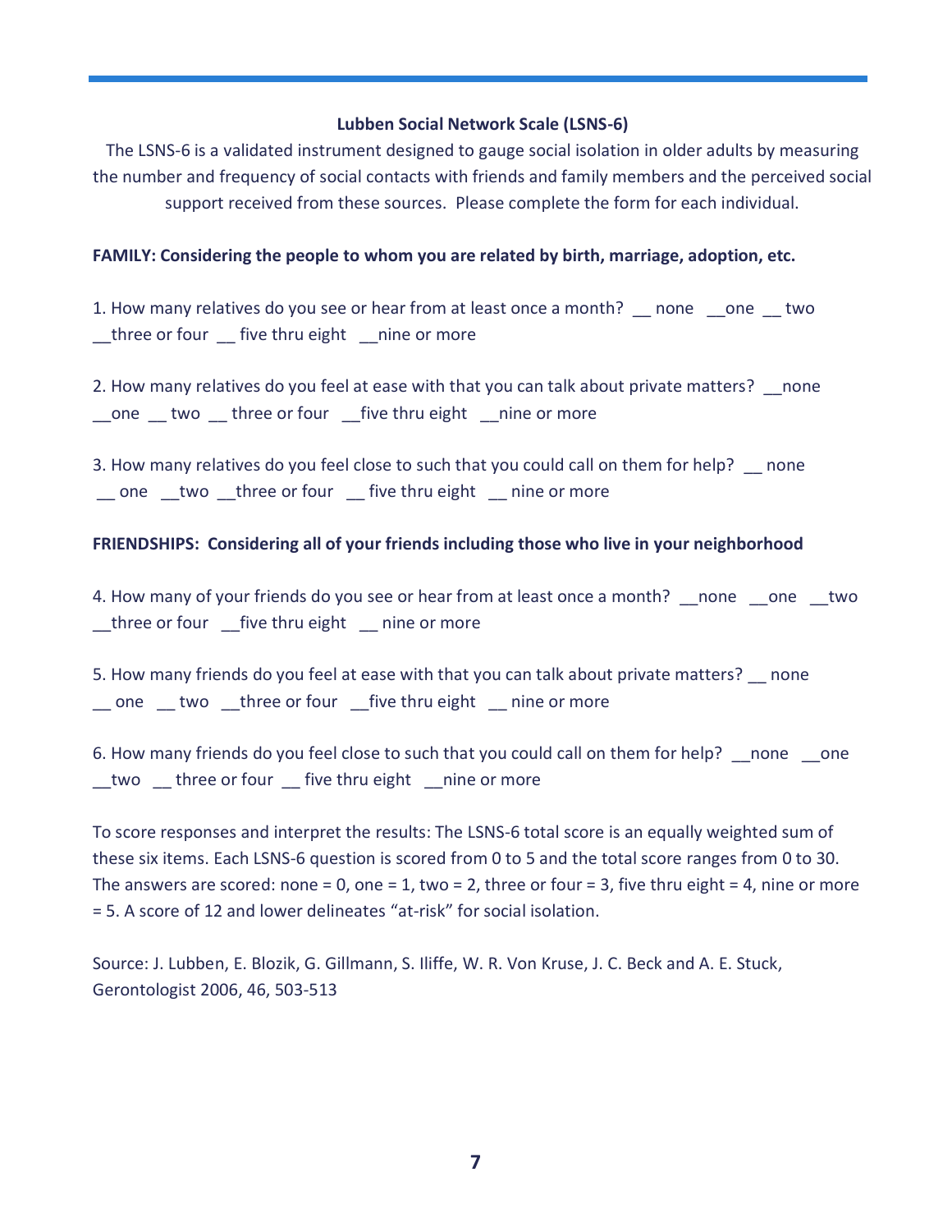**Lubben Social Network Scale (LSNS-6)**

The LSNS-6 is a validated instrument designed to gauge social isolation in older adults by measuring the number and frequency of social contacts with friends and family members and the perceived social support received from these sources. Please complete the form for each individual.

**FAMILY: Considering the people to whom you are related by birth, marriage, adoption, etc.**

1. How many relatives do you see or hear from at least once a month? __ none __one __ two __three or four __ five thru eight __nine or more

2. How many relatives do you feel at ease with that you can talk about private matters? __none __one __ two __ three or four __five thru eight __nine or more

3. How many relatives do you feel close to such that you could call on them for help? __ none __ one __two __three or four __ five thru eight __ nine or more

**FRIENDSHIPS: Considering all of your friends including those who live in your neighborhood**

4. How many of your friends do you see or hear from at least once a month? __none __one __two __three or four __five thru eight __ nine or more

5. How many friends do you feel at ease with that you can talk about private matters? __ none __ one __ two __three or four __five thru eight __ nine or more

6. How many friends do you feel close to such that you could call on them for help? __none __one __two __ three or four __ five thru eight __nine or more

To score responses and interpret the results: The LSNS-6 total score is an equally weighted sum of these six items. Each LSNS-6 question is scored from 0 to 5 and the total score ranges from 0 to 30. The answers are scored: none = 0, one = 1, two = 2, three or four = 3, five thru eight = 4, nine or more = 5. A score of 12 and lower delineates "at-risk" for social isolation.

Source: J. Lubben, E. Blozik, G. Gillmann, S. Iliffe, W. R. Von Kruse, J. C. Beck and A. E. Stuck, Gerontologist 2006, 46, 503-513